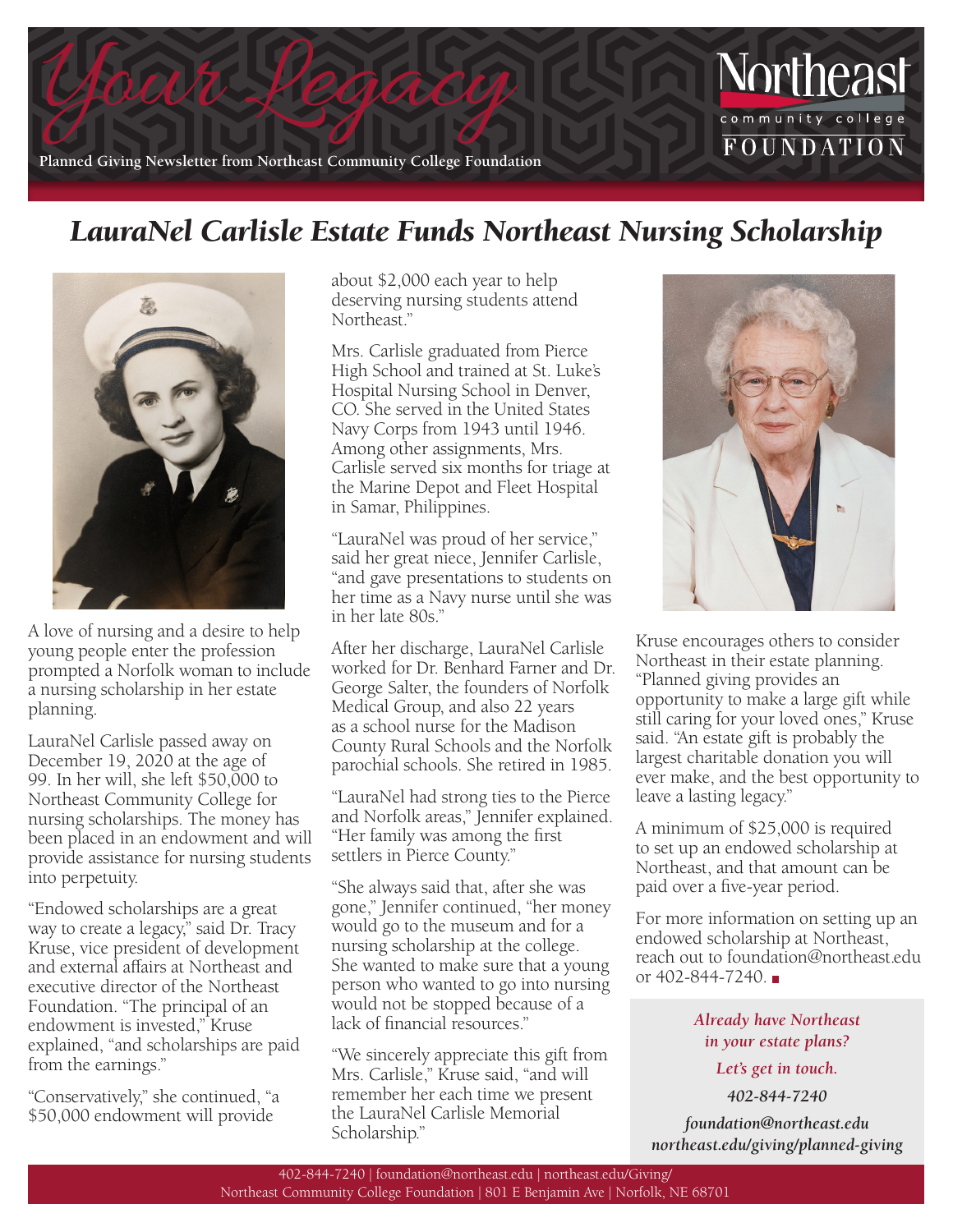# Your Legacy

Planned Giving Newsletter from Northeast Community College Foundation

Northeast community college FOUNDATION

## LauraNel Carlisle Estate Funds Northeast Nursing Scholarship

A love of nursing and a desire to help young people enter the profession prompted a Norfolk woman to include a nursing scholarship in her estate planning.

LauraNel Carlisle passed away on December 19, 2020 at the age of 99. In her will, she left $50,000 to Northeast Community College for nursing scholarships. The money has been placed in an endowment and will provide assistance for nursing students into perpetuity.

"Endowed scholarships are a great way to create a legacy," said Dr. Tracy Kruse, vice president of development and external affairs at Northeast and executive director of the Northeast Foundation. "The principal of an endowment is invested," Kruse explained, "and scholarships are paid from the earnings."

"Conservatively," she continued, "a $50,000 endowment will provide about $2,000 each year to help deserving nursing students attend Northeast."

Mrs. Carlisle graduated from Pierce High School and trained at St. Luke's Hospital Nursing School in Denver, CO. She served in the United States Navy Corps from 1943 until 1946. Among other assignments, Mrs. Carlisle served six months for triage at the Marine Depot and Fleet Hospital in Samar, Philippines.

"LauraNel was proud of her service," said her great niece, Jennifer Carlisle, "and gave presentations to students on her time as a Navy nurse until she was in her late 80s."

After her discharge, LauraNel Carlisle worked for Dr. Benhard Farner and Dr. George Salter, the founders of Norfolk Medical Group, and also 22 years as a school nurse for the Madison County Rural Schools and the Norfolk parochial schools. She retired in 1985.

"LauraNel had strong ties to the Pierce and Norfolk areas," Jennifer explained. "Her family was among the first settlers in Pierce County."

"She always said that, after she was gone," Jennifer continued, "her money would go to the museum and for a nursing scholarship at the college. She wanted to make sure that a young person who wanted to go into nursing would not be stopped because of a lack of financial resources."

"We sincerely appreciate this gift from Mrs. Carlisle," Kruse said, "and will remember her each time we present the LauraNel Carlisle Memorial Scholarship."

Kruse encourages others to consider Northeast in their estate planning. "Planned giving provides an opportunity to make a large gift while still caring for your loved ones," Kruse said. "An estate gift is probably the largest charitable donation you will ever make, and the best opportunity to leave a lasting legacy."

A minimum of $25,000 is required to set up an endowed scholarship at Northeast, and that amount can be paid over a five-year period.

For more information on setting up an endowed scholarship at Northeast, reach out to foundation@northeast.edu or 402-844-7240.

***Already have Northeast in your estate plans?***

***Let's get in touch.***

***402-844-7240***

***foundation@northeast.edu***

***northeast.edu/giving/planned-giving***

402-844-7240 | foundation@northeast.edu | northeast.edu/Giving/
Northeast Community College Foundation | 801 E Benjamin Ave | Norfolk, NE 68701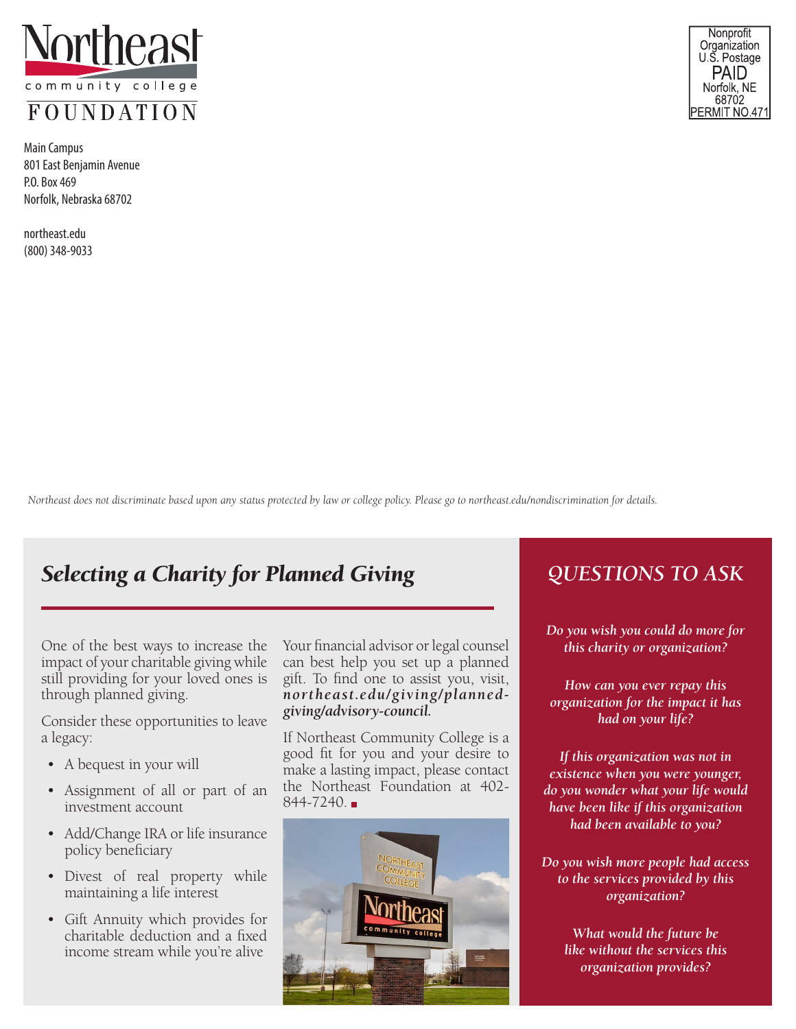Northeast community college FOUNDATION

Main Campus
801 East Benjamin Avenue
P.O. Box 469
Norfolk, Nebraska 68702

northeast.edu
(800) 348-9033

Nonprofit Organization
U.S. Postage
PAID
Norfolk, NE
68702
PERMIT NO.471

*Northeast does not discriminate based upon any status protected by law or college policy. Please go to northeast.edu/nondiscrimination for details.*

## *Selecting a Charity for Planned Giving*

One of the best ways to increase the impact of your charitable giving while still providing for your loved ones is through planned giving.

Consider these opportunities to leave a legacy:

- A bequest in your will
- Assignment of all or part of an investment account
- Add/Change IRA or life insurance policy beneficiary
- Divest of real property while maintaining a life interest
- Gift Annuity which provides for charitable deduction and a fixed income stream while you're alive

Your financial advisor or legal counsel can best help you set up a planned gift. To find one to assist you, visit, ***northeast.edu/giving/planned-giving/advisory-council.***

If Northeast Community College is a good fit for you and your desire to make a lasting impact, please contact the Northeast Foundation at 402-844-7240.

## *QUESTIONS TO ASK*

*Do you wish you could do more for this charity or organization?*

*How can you ever repay this organization for the impact it has had on your life?*

*If this organization was not in existence when you were younger, do you wonder what your life would have been like if this organization had been available to you?*

*Do you wish more people had access to the services provided by this organization?*

*What would the future be like without the services this organization provides?*